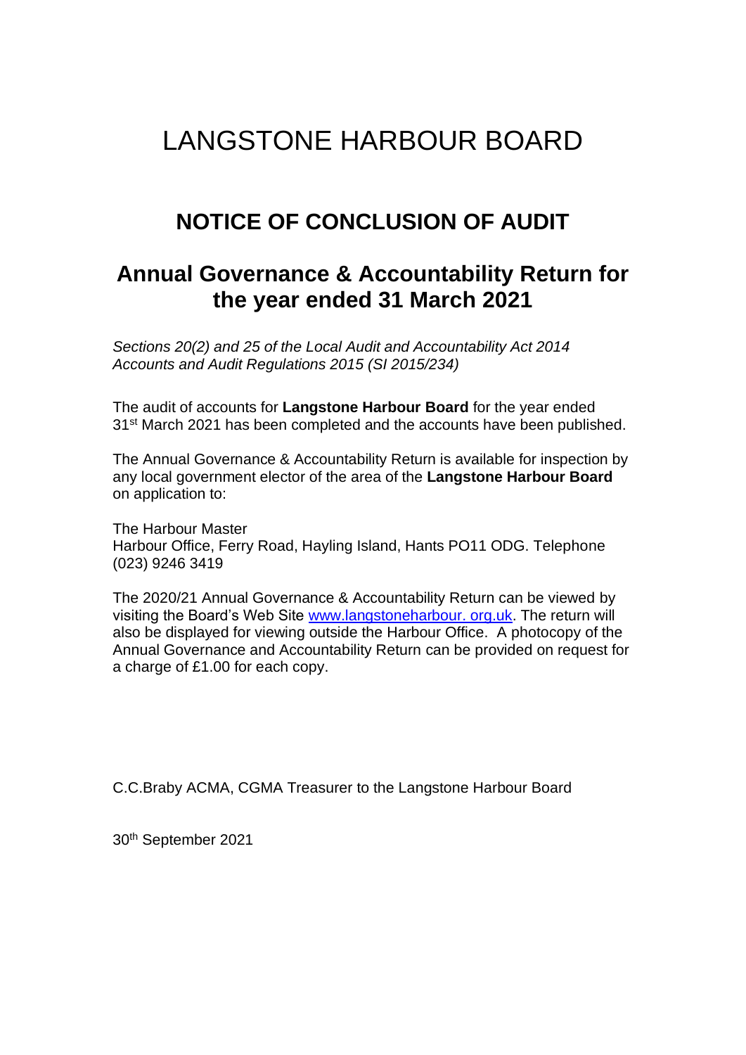# LANGSTONE HARBOUR BOARD

## NOTICE OF CONCLUSION OF AUDIT

## Annual Governance & Accountability Return for the year ended 31 March 2021

*Sections 20(2) and 25 of the Local Audit and Accountability Act 2014*
*Accounts and Audit Regulations 2015 (SI 2015/234)*

The audit of accounts for **Langstone Harbour Board** for the year ended 31st March 2021 has been completed and the accounts have been published.

The Annual Governance & Accountability Return is available for inspection by any local government elector of the area of the **Langstone Harbour Board** on application to:

The Harbour Master
Harbour Office, Ferry Road, Hayling Island, Hants PO11 ODG. Telephone (023) 9246 3419

The 2020/21 Annual Governance & Accountability Return can be viewed by visiting the Board's Web Site [www.langstoneharbour. org.uk](www.langstoneharbour.org.uk). The return will also be displayed for viewing outside the Harbour Office. A photocopy of the Annual Governance and Accountability Return can be provided on request for a charge of £1.00 for each copy.

C.C.Braby ACMA, CGMA Treasurer to the Langstone Harbour Board

30th September 2021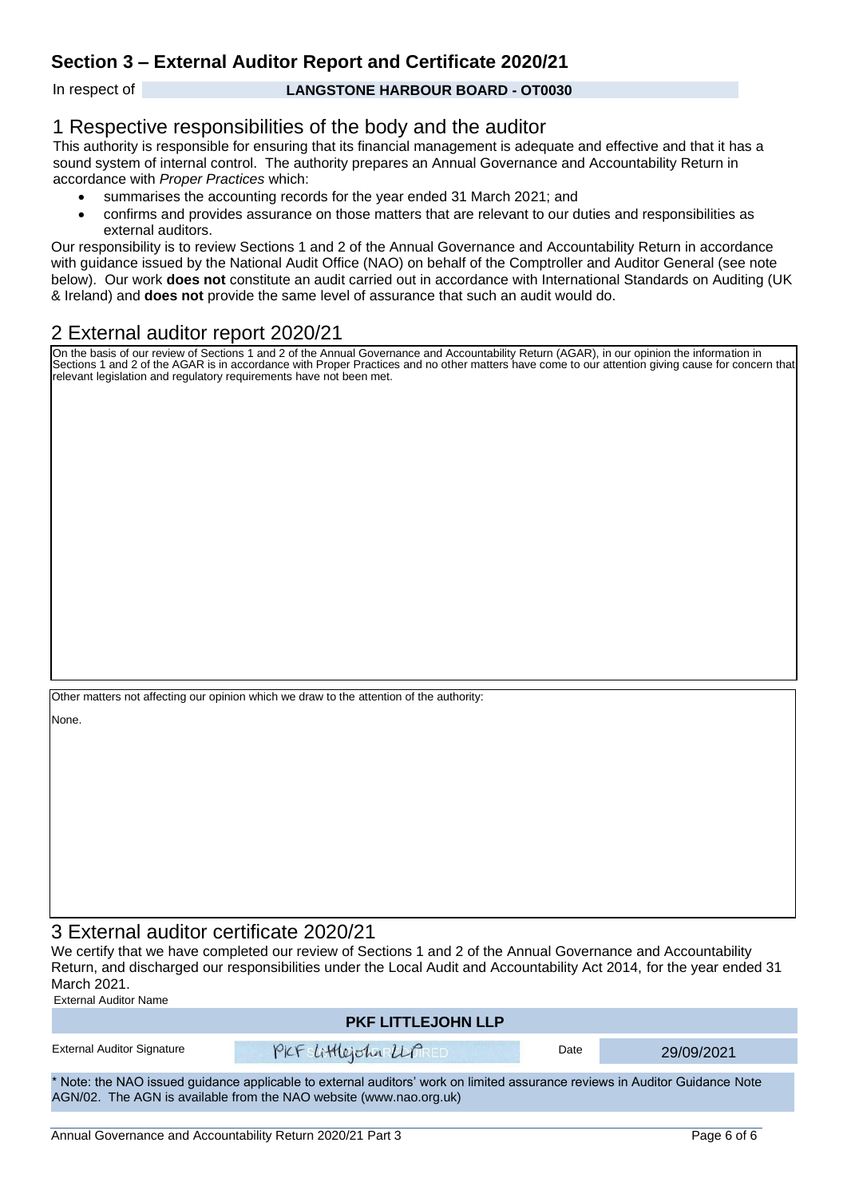## Section 3 – External Auditor Report and Certificate 2020/21

In respect of **LANGSTONE HARBOUR BOARD - OT0030**

### 1 Respective responsibilities of the body and the auditor

This authority is responsible for ensuring that its financial management is adequate and effective and that it has a sound system of internal control. The authority prepares an Annual Governance and Accountability Return in accordance with *Proper Practices* which:

- summarises the accounting records for the year ended 31 March 2021; and
- confirms and provides assurance on those matters that are relevant to our duties and responsibilities as external auditors.

Our responsibility is to review Sections 1 and 2 of the Annual Governance and Accountability Return in accordance with guidance issued by the National Audit Office (NAO) on behalf of the Comptroller and Auditor General (see note below). Our work **does not** constitute an audit carried out in accordance with International Standards on Auditing (UK & Ireland) and **does not** provide the same level of assurance that such an audit would do.

### 2 External auditor report 2020/21

On the basis of our review of Sections 1 and 2 of the Annual Governance and Accountability Return (AGAR), in our opinion the information in Sections 1 and 2 of the AGAR is in accordance with Proper Practices and no other matters have come to our attention giving cause for concern that relevant legislation and regulatory requirements have not been met.

Other matters not affecting our opinion which we draw to the attention of the authority:

None.

### 3 External auditor certificate 2020/21

We certify that we have completed our review of Sections 1 and 2 of the Annual Governance and Accountability Return, and discharged our responsibilities under the Local Audit and Accountability Act 2014, for the year ended 31 March 2021.

| | | | |
|---|---|---|---|
| External Auditor Name | **PKF LITTLEJOHN LLP** | | |
| External Auditor Signature | PKF Littlejohn LLP | Date | 29/09/2021 |

\* Note: the NAO issued guidance applicable to external auditors' work on limited assurance reviews in Auditor Guidance Note AGN/02. The AGN is available from the NAO website (www.nao.org.uk)